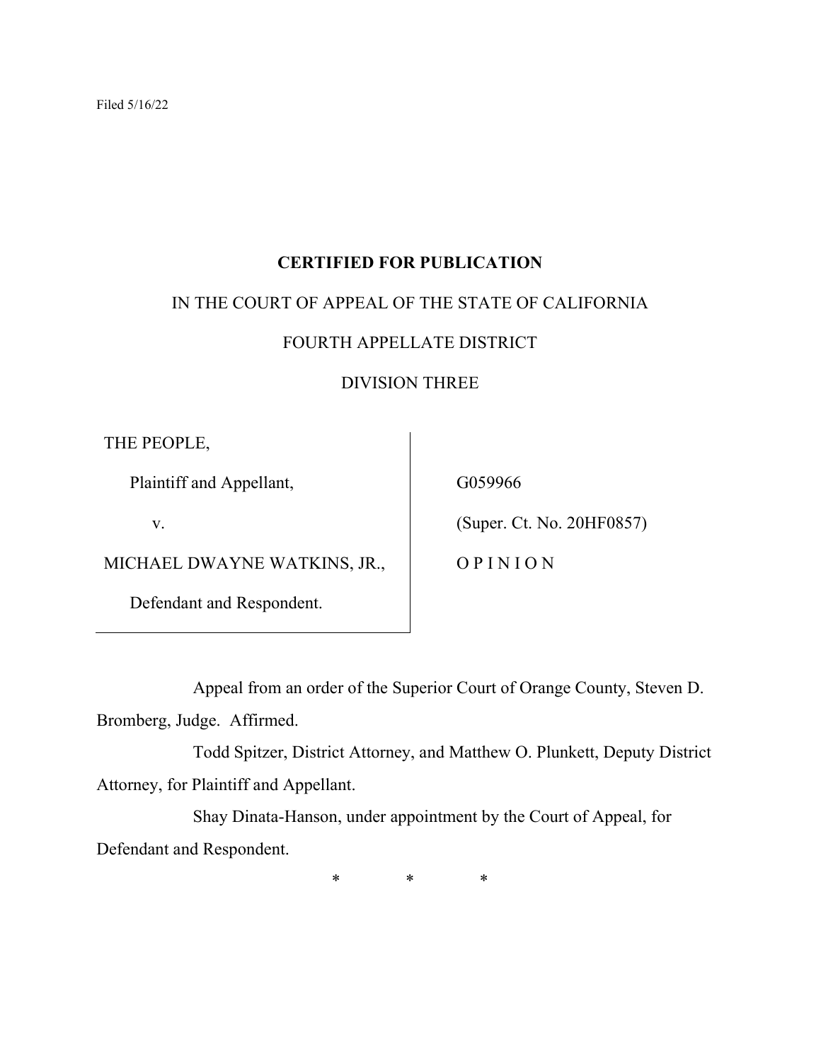Filed 5/16/22

**CERTIFIED FOR PUBLICATION**

IN THE COURT OF APPEAL OF THE STATE OF CALIFORNIA

FOURTH APPELLATE DISTRICT

DIVISION THREE

| | |
|---|---|
| THE PEOPLE,<br>Plaintiff and Appellant,<br>v.<br>MICHAEL DWAYNE WATKINS, JR.,<br>Defendant and Respondent. | G059966<br>(Super. Ct. No. 20HF0857)<br>O P I N I O N |

Appeal from an order of the Superior Court of Orange County, Steven D. Bromberg, Judge. Affirmed.

Todd Spitzer, District Attorney, and Matthew O. Plunkett, Deputy District Attorney, for Plaintiff and Appellant.

Shay Dinata-Hanson, under appointment by the Court of Appeal, for Defendant and Respondent.

\*　　　　\*　　　　\*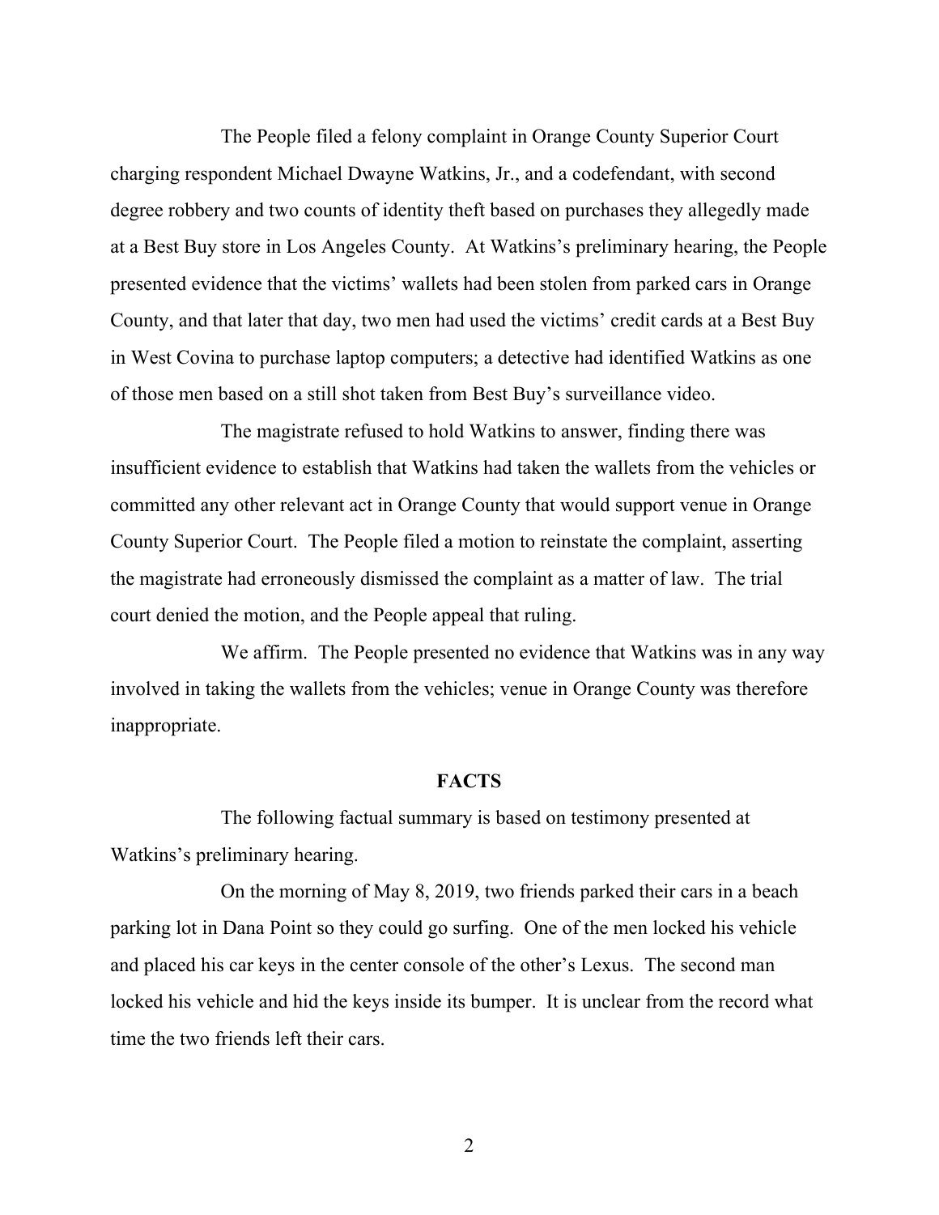The People filed a felony complaint in Orange County Superior Court charging respondent Michael Dwayne Watkins, Jr., and a codefendant, with second degree robbery and two counts of identity theft based on purchases they allegedly made at a Best Buy store in Los Angeles County. At Watkins's preliminary hearing, the People presented evidence that the victims' wallets had been stolen from parked cars in Orange County, and that later that day, two men had used the victims' credit cards at a Best Buy in West Covina to purchase laptop computers; a detective had identified Watkins as one of those men based on a still shot taken from Best Buy's surveillance video.

The magistrate refused to hold Watkins to answer, finding there was insufficient evidence to establish that Watkins had taken the wallets from the vehicles or committed any other relevant act in Orange County that would support venue in Orange County Superior Court. The People filed a motion to reinstate the complaint, asserting the magistrate had erroneously dismissed the complaint as a matter of law. The trial court denied the motion, and the People appeal that ruling.

We affirm. The People presented no evidence that Watkins was in any way involved in taking the wallets from the vehicles; venue in Orange County was therefore inappropriate.

## FACTS

The following factual summary is based on testimony presented at Watkins's preliminary hearing.

On the morning of May 8, 2019, two friends parked their cars in a beach parking lot in Dana Point so they could go surfing. One of the men locked his vehicle and placed his car keys in the center console of the other's Lexus. The second man locked his vehicle and hid the keys inside its bumper. It is unclear from the record what time the two friends left their cars.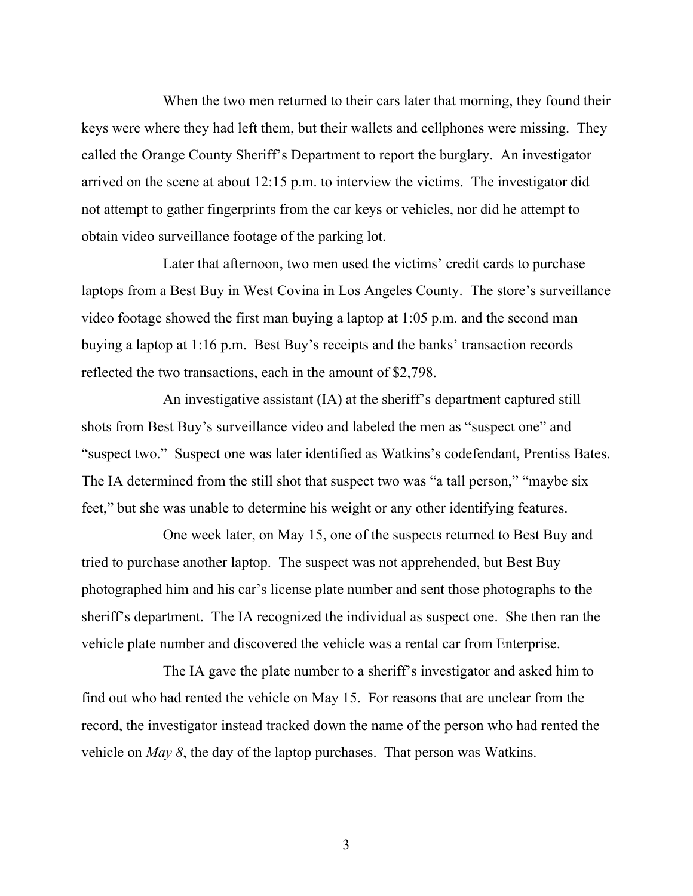When the two men returned to their cars later that morning, they found their keys were where they had left them, but their wallets and cellphones were missing. They called the Orange County Sheriff's Department to report the burglary. An investigator arrived on the scene at about 12:15 p.m. to interview the victims. The investigator did not attempt to gather fingerprints from the car keys or vehicles, nor did he attempt to obtain video surveillance footage of the parking lot.

Later that afternoon, two men used the victims' credit cards to purchase laptops from a Best Buy in West Covina in Los Angeles County. The store's surveillance video footage showed the first man buying a laptop at 1:05 p.m. and the second man buying a laptop at 1:16 p.m. Best Buy's receipts and the banks' transaction records reflected the two transactions, each in the amount of $2,798.

An investigative assistant (IA) at the sheriff's department captured still shots from Best Buy's surveillance video and labeled the men as "suspect one" and "suspect two." Suspect one was later identified as Watkins's codefendant, Prentiss Bates. The IA determined from the still shot that suspect two was "a tall person," "maybe six feet," but she was unable to determine his weight or any other identifying features.

One week later, on May 15, one of the suspects returned to Best Buy and tried to purchase another laptop. The suspect was not apprehended, but Best Buy photographed him and his car's license plate number and sent those photographs to the sheriff's department. The IA recognized the individual as suspect one. She then ran the vehicle plate number and discovered the vehicle was a rental car from Enterprise.

The IA gave the plate number to a sheriff's investigator and asked him to find out who had rented the vehicle on May 15. For reasons that are unclear from the record, the investigator instead tracked down the name of the person who had rented the vehicle on *May 8*, the day of the laptop purchases. That person was Watkins.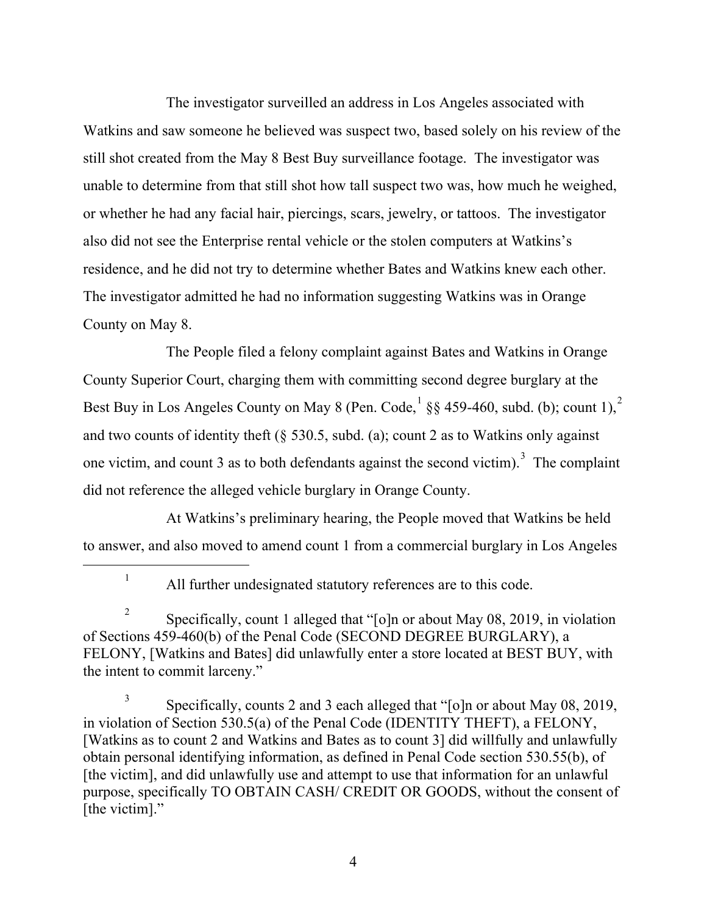The investigator surveilled an address in Los Angeles associated with Watkins and saw someone he believed was suspect two, based solely on his review of the still shot created from the May 8 Best Buy surveillance footage. The investigator was unable to determine from that still shot how tall suspect two was, how much he weighed, or whether he had any facial hair, piercings, scars, jewelry, or tattoos. The investigator also did not see the Enterprise rental vehicle or the stolen computers at Watkins's residence, and he did not try to determine whether Bates and Watkins knew each other. The investigator admitted he had no information suggesting Watkins was in Orange County on May 8.

The People filed a felony complaint against Bates and Watkins in Orange County Superior Court, charging them with committing second degree burglary at the Best Buy in Los Angeles County on May 8 (Pen. Code,[1] §§ 459-460, subd. (b); count 1),[2] and two counts of identity theft (§ 530.5, subd. (a); count 2 as to Watkins only against one victim, and count 3 as to both defendants against the second victim).[3] The complaint did not reference the alleged vehicle burglary in Orange County.

At Watkins's preliminary hearing, the People moved that Watkins be held to answer, and also moved to amend count 1 from a commercial burglary in Los Angeles

---

[1] All further undesignated statutory references are to this code.

[2] Specifically, count 1 alleged that "[o]n or about May 08, 2019, in violation of Sections 459-460(b) of the Penal Code (SECOND DEGREE BURGLARY), a FELONY, [Watkins and Bates] did unlawfully enter a store located at BEST BUY, with the intent to commit larceny."

[3] Specifically, counts 2 and 3 each alleged that "[o]n or about May 08, 2019, in violation of Section 530.5(a) of the Penal Code (IDENTITY THEFT), a FELONY, [Watkins as to count 2 and Watkins and Bates as to count 3] did willfully and unlawfully obtain personal identifying information, as defined in Penal Code section 530.55(b), of [the victim], and did unlawfully use and attempt to use that information for an unlawful purpose, specifically TO OBTAIN CASH/ CREDIT OR GOODS, without the consent of [the victim]."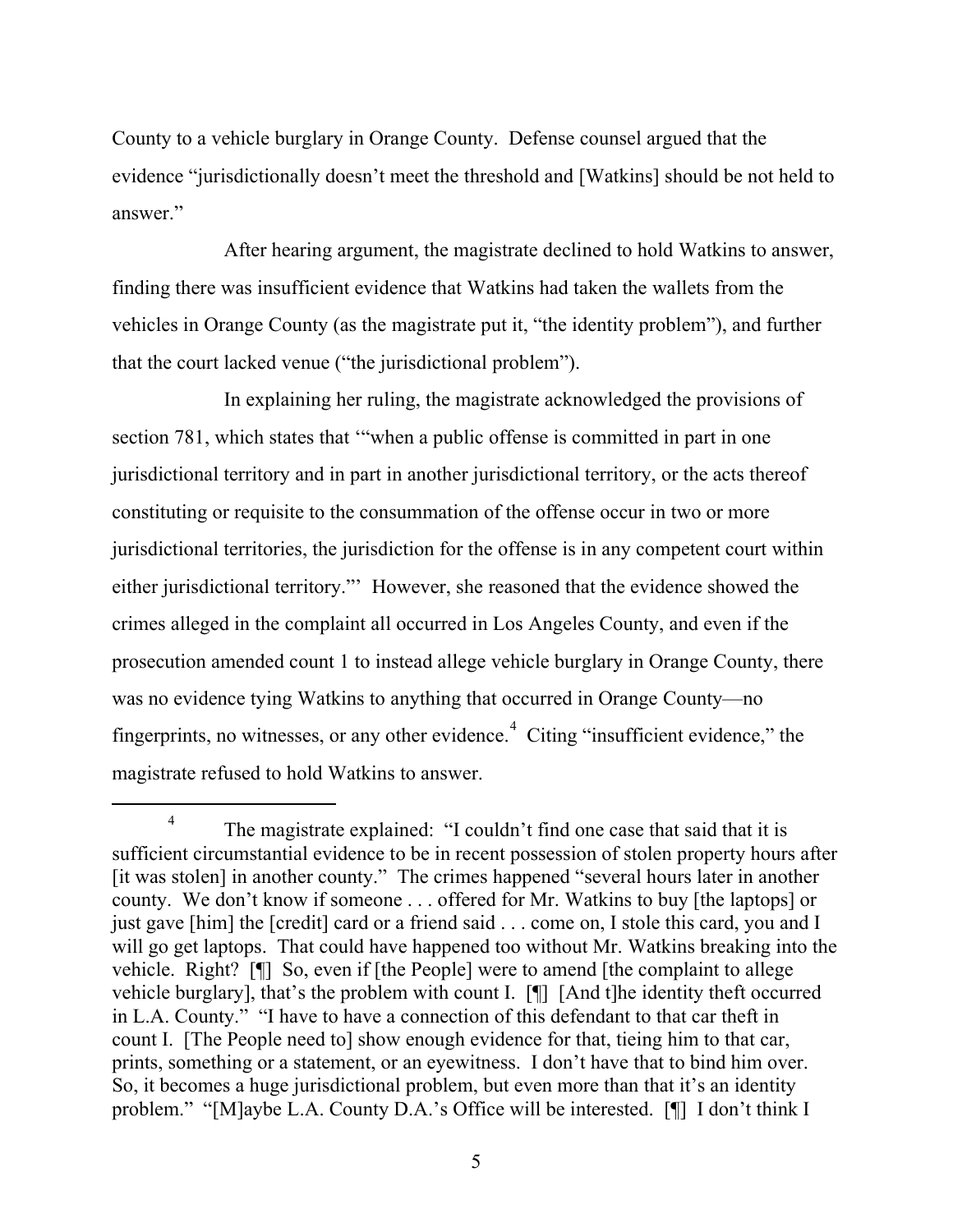County to a vehicle burglary in Orange County. Defense counsel argued that the evidence "jurisdictionally doesn't meet the threshold and [Watkins] should be not held to answer."

After hearing argument, the magistrate declined to hold Watkins to answer, finding there was insufficient evidence that Watkins had taken the wallets from the vehicles in Orange County (as the magistrate put it, "the identity problem"), and further that the court lacked venue ("the jurisdictional problem").

In explaining her ruling, the magistrate acknowledged the provisions of section 781, which states that '"when a public offense is committed in part in one jurisdictional territory and in part in another jurisdictional territory, or the acts thereof constituting or requisite to the consummation of the offense occur in two or more jurisdictional territories, the jurisdiction for the offense is in any competent court within either jurisdictional territory."' However, she reasoned that the evidence showed the crimes alleged in the complaint all occurred in Los Angeles County, and even if the prosecution amended count 1 to instead allege vehicle burglary in Orange County, there was no evidence tying Watkins to anything that occurred in Orange County—no fingerprints, no witnesses, or any other evidence.[4] Citing "insufficient evidence," the magistrate refused to hold Watkins to answer.

---

[4] The magistrate explained: "I couldn't find one case that said that it is sufficient circumstantial evidence to be in recent possession of stolen property hours after [it was stolen] in another county." The crimes happened "several hours later in another county. We don't know if someone . . . offered for Mr. Watkins to buy [the laptops] or just gave [him] the [credit] card or a friend said . . . come on, I stole this card, you and I will go get laptops. That could have happened too without Mr. Watkins breaking into the vehicle. Right? [¶] So, even if [the People] were to amend [the complaint to allege vehicle burglary], that's the problem with count I. [¶] [And t]he identity theft occurred in L.A. County." "I have to have a connection of this defendant to that car theft in count I. [The People need to] show enough evidence for that, tieing him to that car, prints, something or a statement, or an eyewitness. I don't have that to bind him over. So, it becomes a huge jurisdictional problem, but even more than that it's an identity problem." "[M]aybe L.A. County D.A.'s Office will be interested. [¶] I don't think I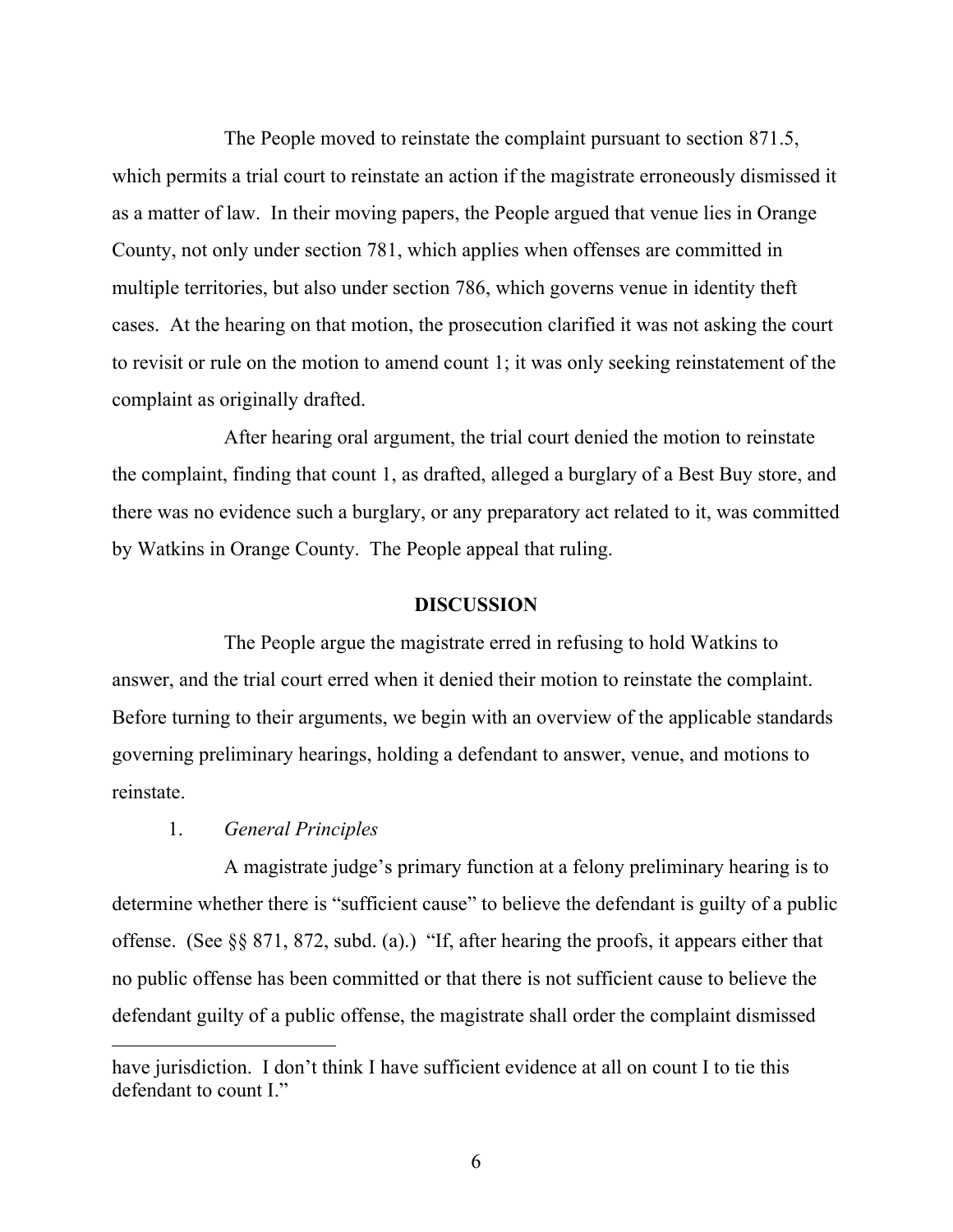The People moved to reinstate the complaint pursuant to section 871.5, which permits a trial court to reinstate an action if the magistrate erroneously dismissed it as a matter of law. In their moving papers, the People argued that venue lies in Orange County, not only under section 781, which applies when offenses are committed in multiple territories, but also under section 786, which governs venue in identity theft cases. At the hearing on that motion, the prosecution clarified it was not asking the court to revisit or rule on the motion to amend count 1; it was only seeking reinstatement of the complaint as originally drafted.

After hearing oral argument, the trial court denied the motion to reinstate the complaint, finding that count 1, as drafted, alleged a burglary of a Best Buy store, and there was no evidence such a burglary, or any preparatory act related to it, was committed by Watkins in Orange County. The People appeal that ruling.

## DISCUSSION

The People argue the magistrate erred in refusing to hold Watkins to answer, and the trial court erred when it denied their motion to reinstate the complaint. Before turning to their arguments, we begin with an overview of the applicable standards governing preliminary hearings, holding a defendant to answer, venue, and motions to reinstate.

### 1. *General Principles*

A magistrate judge's primary function at a felony preliminary hearing is to determine whether there is "sufficient cause" to believe the defendant is guilty of a public offense. (See §§ 871, 872, subd. (a).) "If, after hearing the proofs, it appears either that no public offense has been committed or that there is not sufficient cause to believe the defendant guilty of a public offense, the magistrate shall order the complaint dismissed

---

have jurisdiction. I don't think I have sufficient evidence at all on count I to tie this defendant to count I."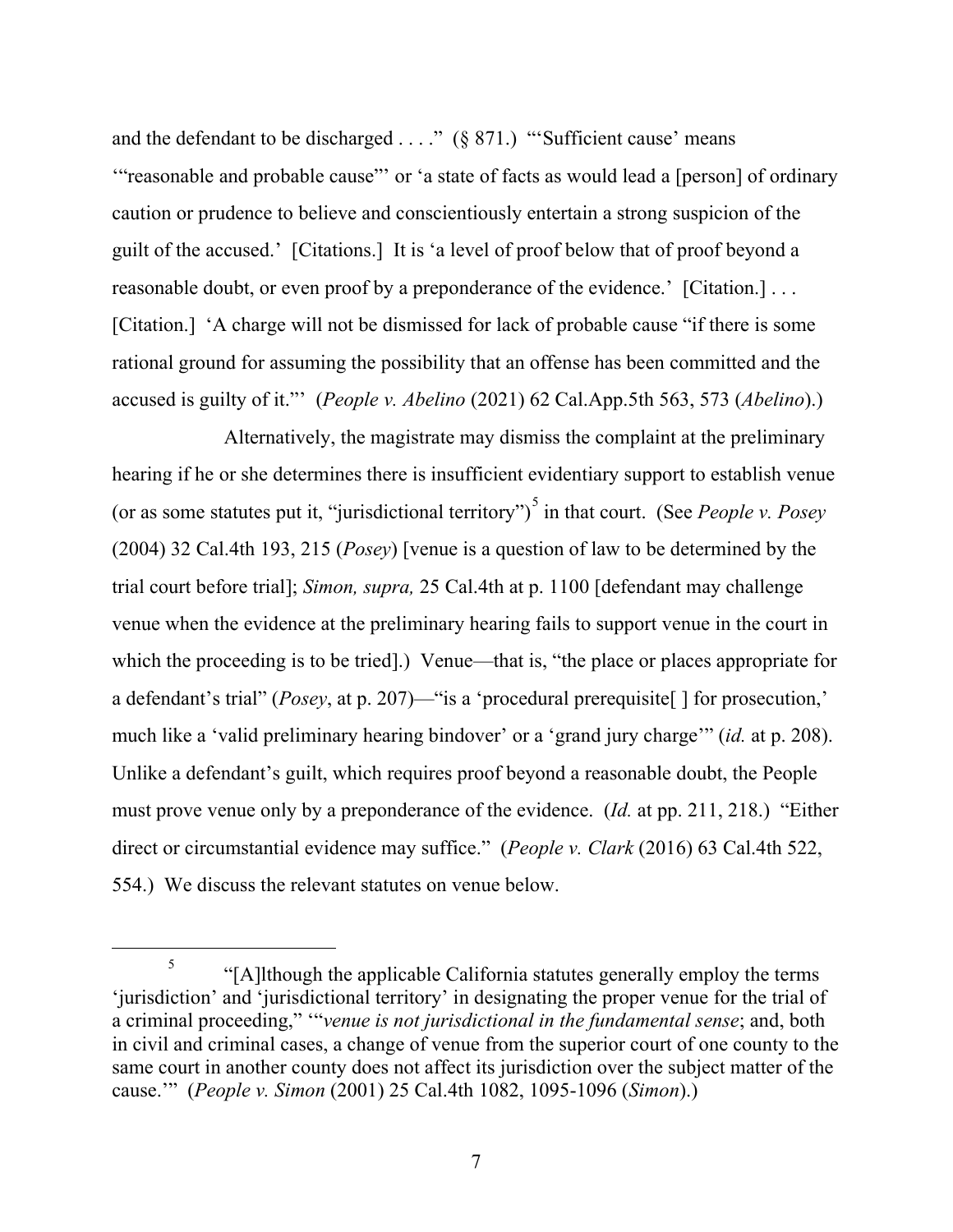and the defendant to be discharged . . . ." (§ 871.) "'Sufficient cause' means '"reasonable and probable cause"' or 'a state of facts as would lead a [person] of ordinary caution or prudence to believe and conscientiously entertain a strong suspicion of the guilt of the accused.' [Citations.] It is 'a level of proof below that of proof beyond a reasonable doubt, or even proof by a preponderance of the evidence.' [Citation.] . . . [Citation.] 'A charge will not be dismissed for lack of probable cause "if there is some rational ground for assuming the possibility that an offense has been committed and the accused is guilty of it."' (*People v. Abelino* (2021) 62 Cal.App.5th 563, 573 (*Abelino*).)

Alternatively, the magistrate may dismiss the complaint at the preliminary hearing if he or she determines there is insufficient evidentiary support to establish venue (or as some statutes put it, "jurisdictional territory")[5] in that court. (See *People v. Posey* (2004) 32 Cal.4th 193, 215 (*Posey*) [venue is a question of law to be determined by the trial court before trial]; *Simon, supra,* 25 Cal.4th at p. 1100 [defendant may challenge venue when the evidence at the preliminary hearing fails to support venue in the court in which the proceeding is to be tried].) Venue—that is, "the place or places appropriate for a defendant's trial" (*Posey*, at p. 207)—"is a 'procedural prerequisite[ ] for prosecution,' much like a 'valid preliminary hearing bindover' or a 'grand jury charge'" (*id.* at p. 208). Unlike a defendant's guilt, which requires proof beyond a reasonable doubt, the People must prove venue only by a preponderance of the evidence. (*Id.* at pp. 211, 218.) "Either direct or circumstantial evidence may suffice." (*People v. Clark* (2016) 63 Cal.4th 522, 554.) We discuss the relevant statutes on venue below.

---

[5] "[A]lthough the applicable California statutes generally employ the terms 'jurisdiction' and 'jurisdictional territory' in designating the proper venue for the trial of a criminal proceeding," '"*venue is not jurisdictional in the fundamental sense*; and, both in civil and criminal cases, a change of venue from the superior court of one county to the same court in another county does not affect its jurisdiction over the subject matter of the cause."' (*People v. Simon* (2001) 25 Cal.4th 1082, 1095-1096 (*Simon*).)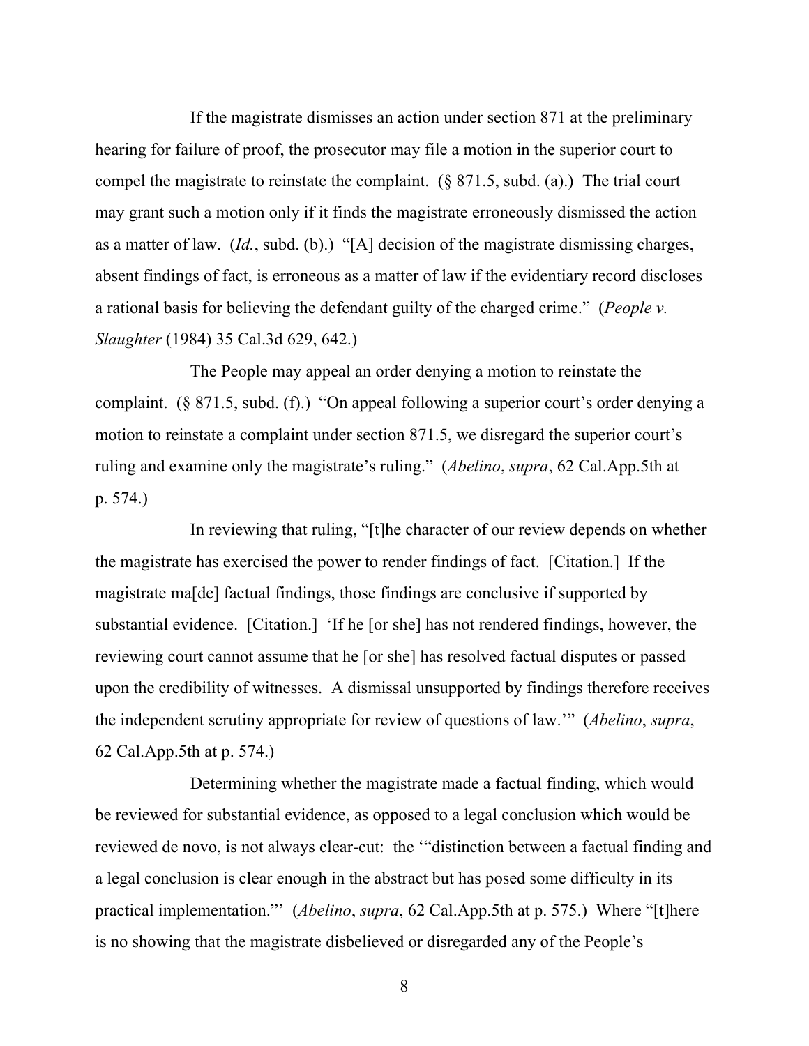If the magistrate dismisses an action under section 871 at the preliminary hearing for failure of proof, the prosecutor may file a motion in the superior court to compel the magistrate to reinstate the complaint. (§ 871.5, subd. (a).) The trial court may grant such a motion only if it finds the magistrate erroneously dismissed the action as a matter of law. (*Id.*, subd. (b).) "[A] decision of the magistrate dismissing charges, absent findings of fact, is erroneous as a matter of law if the evidentiary record discloses a rational basis for believing the defendant guilty of the charged crime." (*People v. Slaughter* (1984) 35 Cal.3d 629, 642.)

The People may appeal an order denying a motion to reinstate the complaint. (§ 871.5, subd. (f).) "On appeal following a superior court's order denying a motion to reinstate a complaint under section 871.5, we disregard the superior court's ruling and examine only the magistrate's ruling." (*Abelino*, *supra*, 62 Cal.App.5th at p. 574.)

In reviewing that ruling, "[t]he character of our review depends on whether the magistrate has exercised the power to render findings of fact. [Citation.] If the magistrate ma[de] factual findings, those findings are conclusive if supported by substantial evidence. [Citation.] 'If he [or she] has not rendered findings, however, the reviewing court cannot assume that he [or she] has resolved factual disputes or passed upon the credibility of witnesses. A dismissal unsupported by findings therefore receives the independent scrutiny appropriate for review of questions of law.'" (*Abelino*, *supra*, 62 Cal.App.5th at p. 574.)

Determining whether the magistrate made a factual finding, which would be reviewed for substantial evidence, as opposed to a legal conclusion which would be reviewed de novo, is not always clear-cut: the '"distinction between a factual finding and a legal conclusion is clear enough in the abstract but has posed some difficulty in its practical implementation."' (*Abelino*, *supra*, 62 Cal.App.5th at p. 575.) Where "[t]here is no showing that the magistrate disbelieved or disregarded any of the People's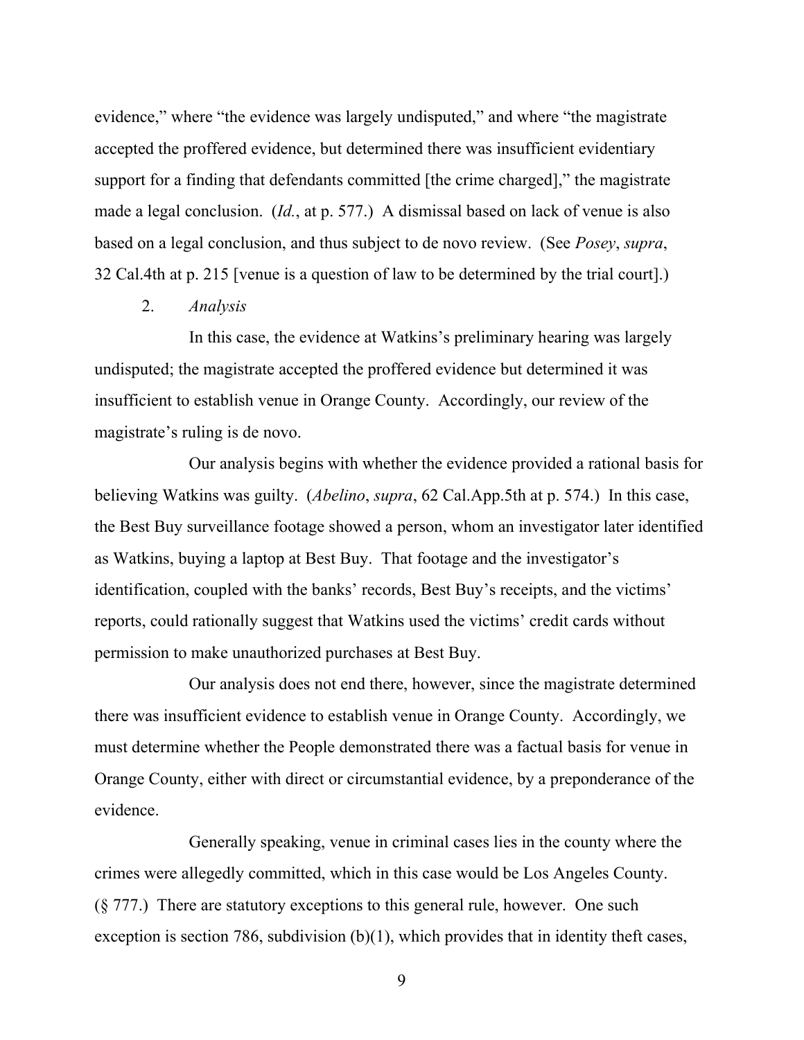evidence," where "the evidence was largely undisputed," and where "the magistrate accepted the proffered evidence, but determined there was insufficient evidentiary support for a finding that defendants committed [the crime charged]," the magistrate made a legal conclusion. (*Id.*, at p. 577.) A dismissal based on lack of venue is also based on a legal conclusion, and thus subject to de novo review. (See *Posey*, *supra*, 32 Cal.4th at p. 215 [venue is a question of law to be determined by the trial court].)

2. *Analysis*

In this case, the evidence at Watkins's preliminary hearing was largely undisputed; the magistrate accepted the proffered evidence but determined it was insufficient to establish venue in Orange County. Accordingly, our review of the magistrate's ruling is de novo.

Our analysis begins with whether the evidence provided a rational basis for believing Watkins was guilty. (*Abelino*, *supra*, 62 Cal.App.5th at p. 574.) In this case, the Best Buy surveillance footage showed a person, whom an investigator later identified as Watkins, buying a laptop at Best Buy. That footage and the investigator's identification, coupled with the banks' records, Best Buy's receipts, and the victims' reports, could rationally suggest that Watkins used the victims' credit cards without permission to make unauthorized purchases at Best Buy.

Our analysis does not end there, however, since the magistrate determined there was insufficient evidence to establish venue in Orange County. Accordingly, we must determine whether the People demonstrated there was a factual basis for venue in Orange County, either with direct or circumstantial evidence, by a preponderance of the evidence.

Generally speaking, venue in criminal cases lies in the county where the crimes were allegedly committed, which in this case would be Los Angeles County. (§ 777.) There are statutory exceptions to this general rule, however. One such exception is section 786, subdivision (b)(1), which provides that in identity theft cases,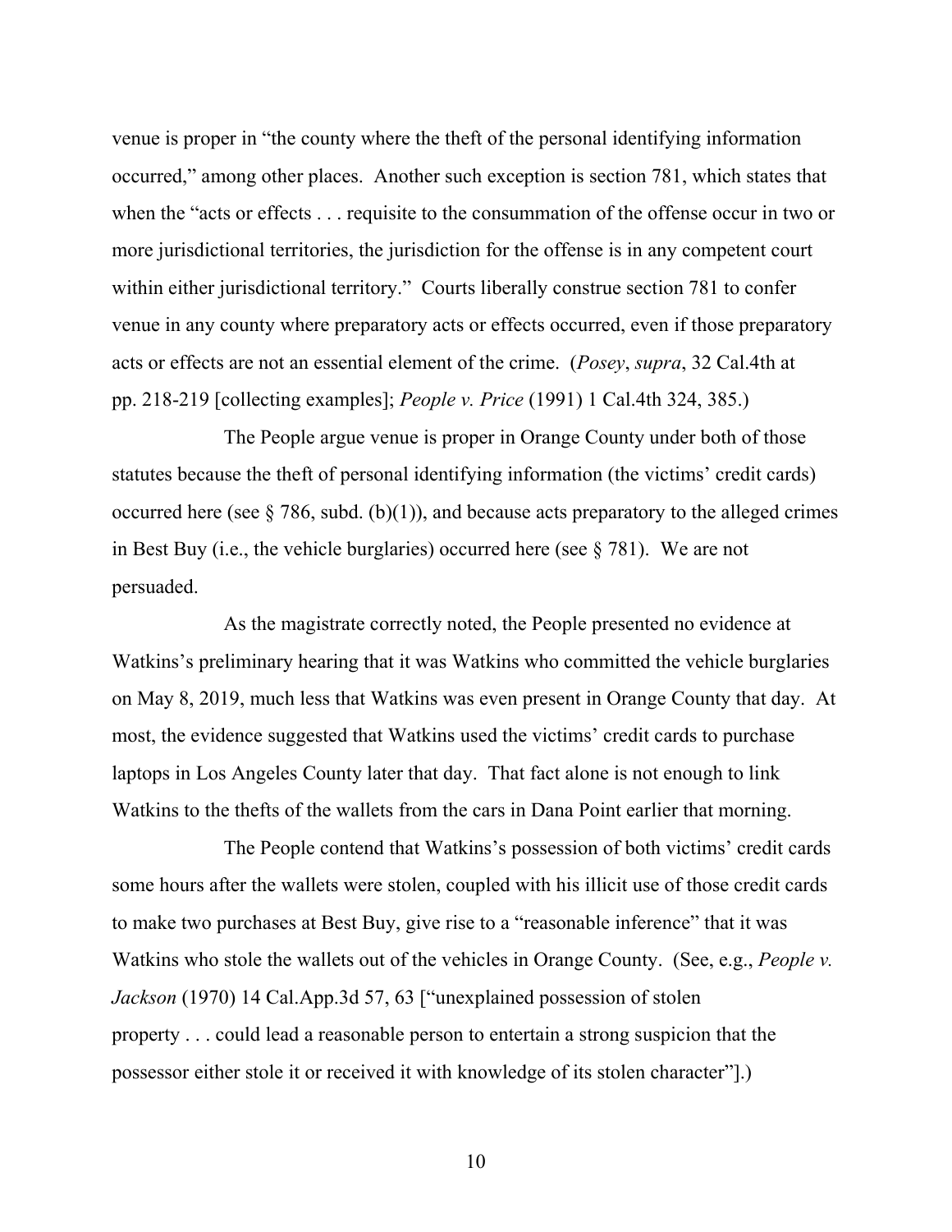venue is proper in "the county where the theft of the personal identifying information occurred," among other places. Another such exception is section 781, which states that when the "acts or effects . . . requisite to the consummation of the offense occur in two or more jurisdictional territories, the jurisdiction for the offense is in any competent court within either jurisdictional territory." Courts liberally construe section 781 to confer venue in any county where preparatory acts or effects occurred, even if those preparatory acts or effects are not an essential element of the crime. (*Posey*, *supra*, 32 Cal.4th at pp. 218-219 [collecting examples]; *People v. Price* (1991) 1 Cal.4th 324, 385.)

The People argue venue is proper in Orange County under both of those statutes because the theft of personal identifying information (the victims' credit cards) occurred here (see § 786, subd. (b)(1)), and because acts preparatory to the alleged crimes in Best Buy (i.e., the vehicle burglaries) occurred here (see § 781). We are not persuaded.

As the magistrate correctly noted, the People presented no evidence at Watkins's preliminary hearing that it was Watkins who committed the vehicle burglaries on May 8, 2019, much less that Watkins was even present in Orange County that day. At most, the evidence suggested that Watkins used the victims' credit cards to purchase laptops in Los Angeles County later that day. That fact alone is not enough to link Watkins to the thefts of the wallets from the cars in Dana Point earlier that morning.

The People contend that Watkins's possession of both victims' credit cards some hours after the wallets were stolen, coupled with his illicit use of those credit cards to make two purchases at Best Buy, give rise to a "reasonable inference" that it was Watkins who stole the wallets out of the vehicles in Orange County. (See, e.g., *People v. Jackson* (1970) 14 Cal.App.3d 57, 63 ["unexplained possession of stolen property . . . could lead a reasonable person to entertain a strong suspicion that the possessor either stole it or received it with knowledge of its stolen character"].)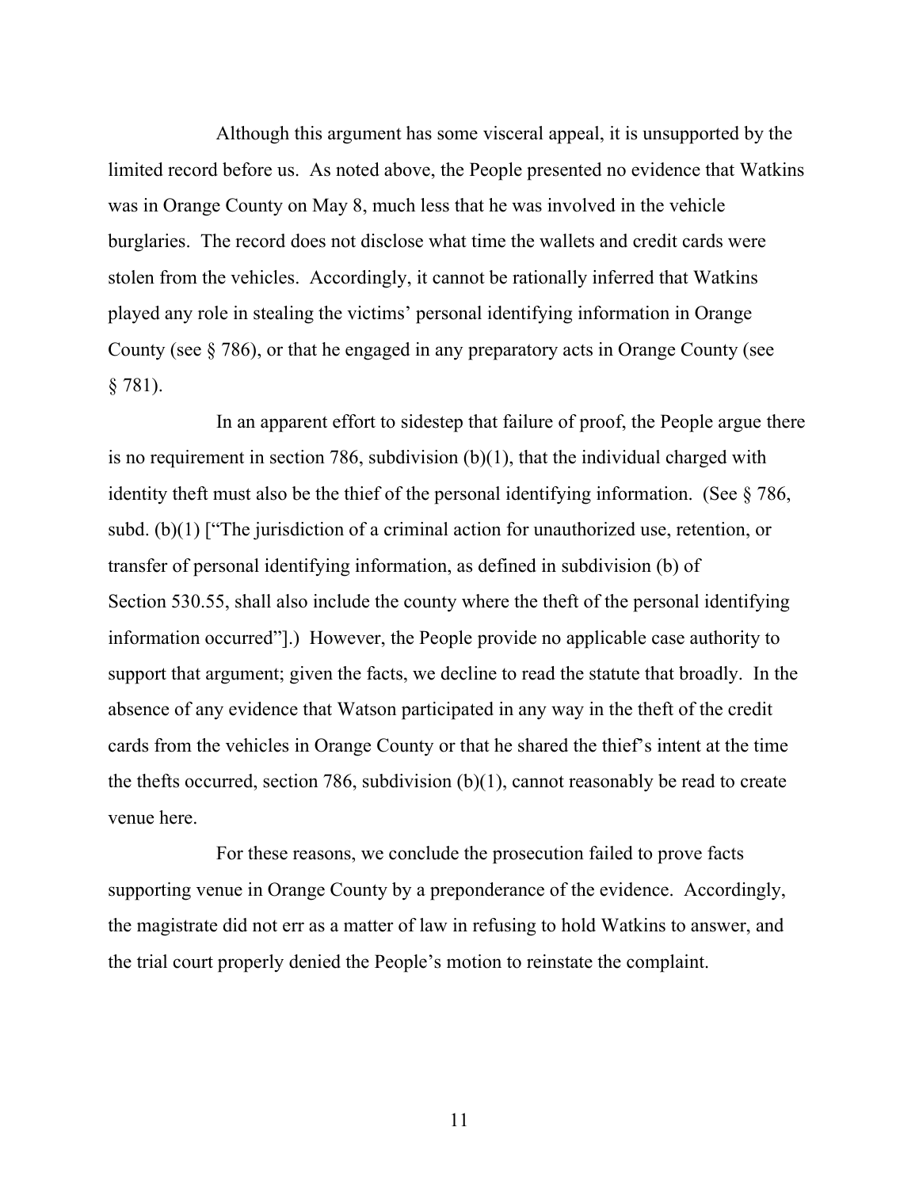Although this argument has some visceral appeal, it is unsupported by the limited record before us. As noted above, the People presented no evidence that Watkins was in Orange County on May 8, much less that he was involved in the vehicle burglaries. The record does not disclose what time the wallets and credit cards were stolen from the vehicles. Accordingly, it cannot be rationally inferred that Watkins played any role in stealing the victims' personal identifying information in Orange County (see § 786), or that he engaged in any preparatory acts in Orange County (see § 781).

In an apparent effort to sidestep that failure of proof, the People argue there is no requirement in section 786, subdivision (b)(1), that the individual charged with identity theft must also be the thief of the personal identifying information. (See § 786, subd. (b)(1) ["The jurisdiction of a criminal action for unauthorized use, retention, or transfer of personal identifying information, as defined in subdivision (b) of Section 530.55, shall also include the county where the theft of the personal identifying information occurred"].) However, the People provide no applicable case authority to support that argument; given the facts, we decline to read the statute that broadly. In the absence of any evidence that Watson participated in any way in the theft of the credit cards from the vehicles in Orange County or that he shared the thief's intent at the time the thefts occurred, section 786, subdivision (b)(1), cannot reasonably be read to create venue here.

For these reasons, we conclude the prosecution failed to prove facts supporting venue in Orange County by a preponderance of the evidence. Accordingly, the magistrate did not err as a matter of law in refusing to hold Watkins to answer, and the trial court properly denied the People's motion to reinstate the complaint.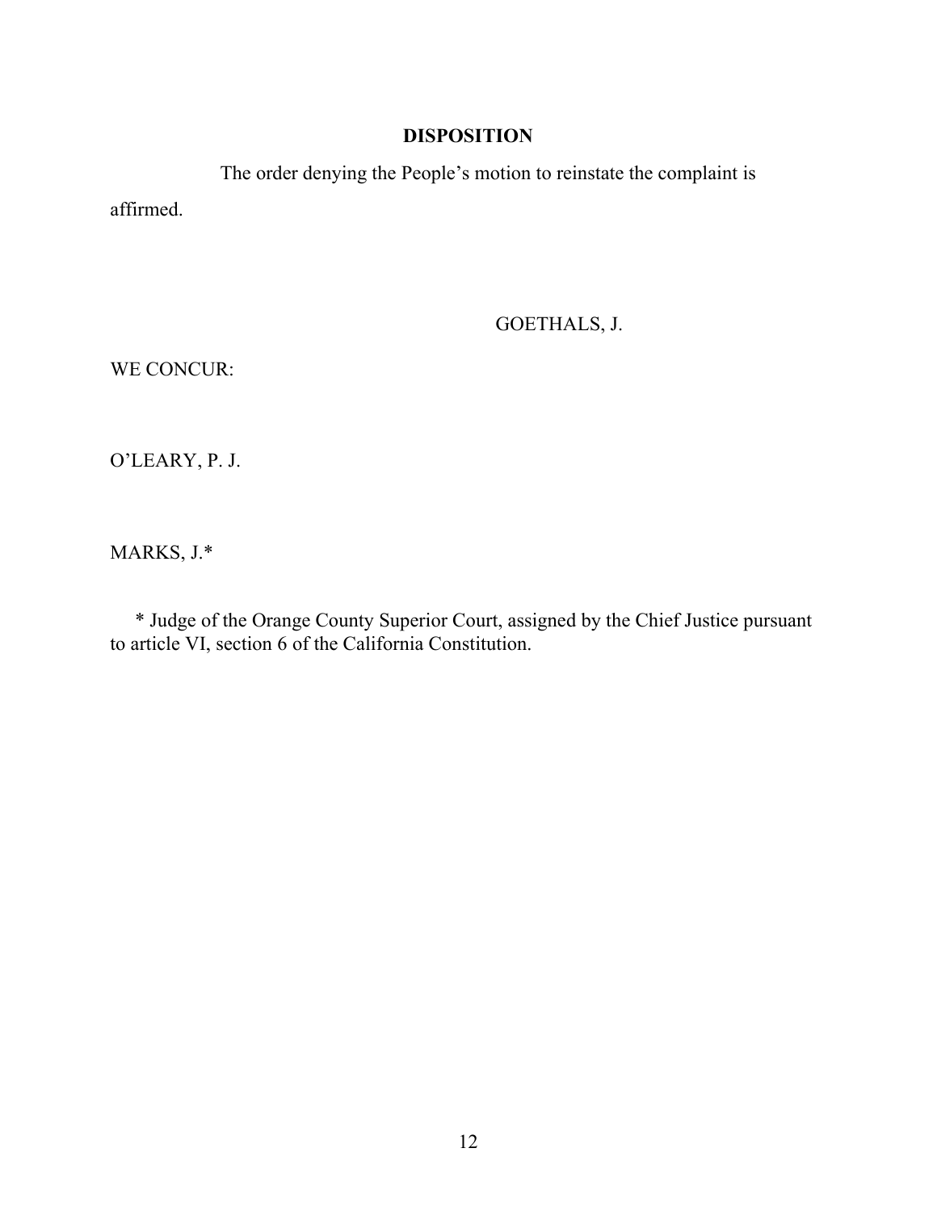## DISPOSITION

The order denying the People's motion to reinstate the complaint is affirmed.

GOETHALS, J.

WE CONCUR:

O'LEARY, P. J.

MARKS, J.*

\* Judge of the Orange County Superior Court, assigned by the Chief Justice pursuant to article VI, section 6 of the California Constitution.